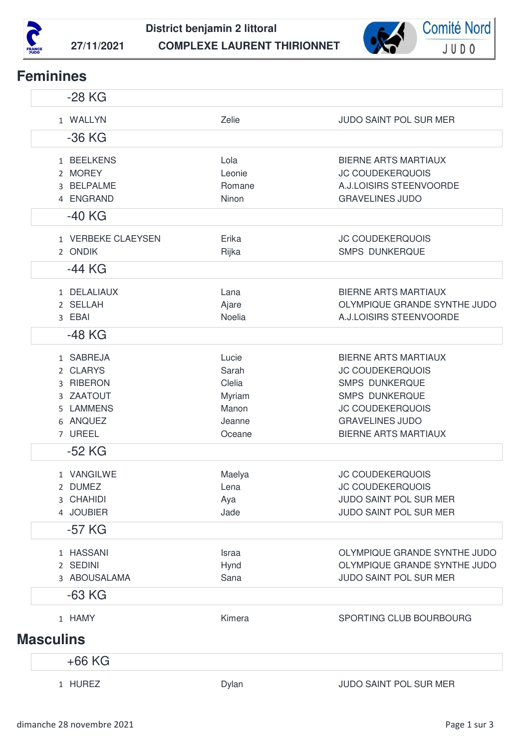**District benjamin 2 littoral**

**27/11/2021** **COMPLEXE LAURENT THIRIONNET**

## Feminines

### -28 KG

| | | | |
|---|---|---|---|
| 1 | WALLYN | Zelie | JUDO SAINT POL SUR MER |

### -36 KG

| | | | |
|---|---|---|---|
| 1 | BEELKENS | Lola | BIERNE ARTS MARTIAUX |
| 2 | MOREY | Leonie | JC COUDEKERQUOIS |
| 3 | BELPALME | Romane | A.J.LOISIRS STEENVOORDE |
| 4 | ENGRAND | Ninon | GRAVELINES JUDO |

### -40 KG

| | | | |
|---|---|---|---|
| 1 | VERBEKE CLAEYSEN | Erika | JC COUDEKERQUOIS |
| 2 | ONDIK | Rijka | SMPS DUNKERQUE |

### -44 KG

| | | | |
|---|---|---|---|
| 1 | DELALIAUX | Lana | BIERNE ARTS MARTIAUX |
| 2 | SELLAH | Ajare | OLYMPIQUE GRANDE SYNTHE JUDO |
| 3 | EBAI | Noelia | A.J.LOISIRS STEENVOORDE |

### -48 KG

| | | | |
|---|---|---|---|
| 1 | SABREJA | Lucie | BIERNE ARTS MARTIAUX |
| 2 | CLARYS | Sarah | JC COUDEKERQUOIS |
| 3 | RIBERON | Clelia | SMPS DUNKERQUE |
| 3 | ZAATOUT | Myriam | SMPS DUNKERQUE |
| 5 | LAMMENS | Manon | JC COUDEKERQUOIS |
| 6 | ANQUEZ | Jeanne | GRAVELINES JUDO |
| 7 | UREEL | Oceane | BIERNE ARTS MARTIAUX |

### -52 KG

| | | | |
|---|---|---|---|
| 1 | VANGILWE | Maelya | JC COUDEKERQUOIS |
| 2 | DUMEZ | Lena | JC COUDEKERQUOIS |
| 3 | CHAHIDI | Aya | JUDO SAINT POL SUR MER |
| 4 | JOUBIER | Jade | JUDO SAINT POL SUR MER |

### -57 KG

| | | | |
|---|---|---|---|
| 1 | HASSANI | Israa | OLYMPIQUE GRANDE SYNTHE JUDO |
| 2 | SEDINI | Hynd | OLYMPIQUE GRANDE SYNTHE JUDO |
| 3 | ABOUSALAMA | Sana | JUDO SAINT POL SUR MER |

### -63 KG

| | | | |
|---|---|---|---|
| 1 | HAMY | Kimera | SPORTING CLUB BOURBOURG |

## Masculins

### +66 KG

| | | | |
|---|---|---|---|
| 1 | HUREZ | Dylan | JUDO SAINT POL SUR MER |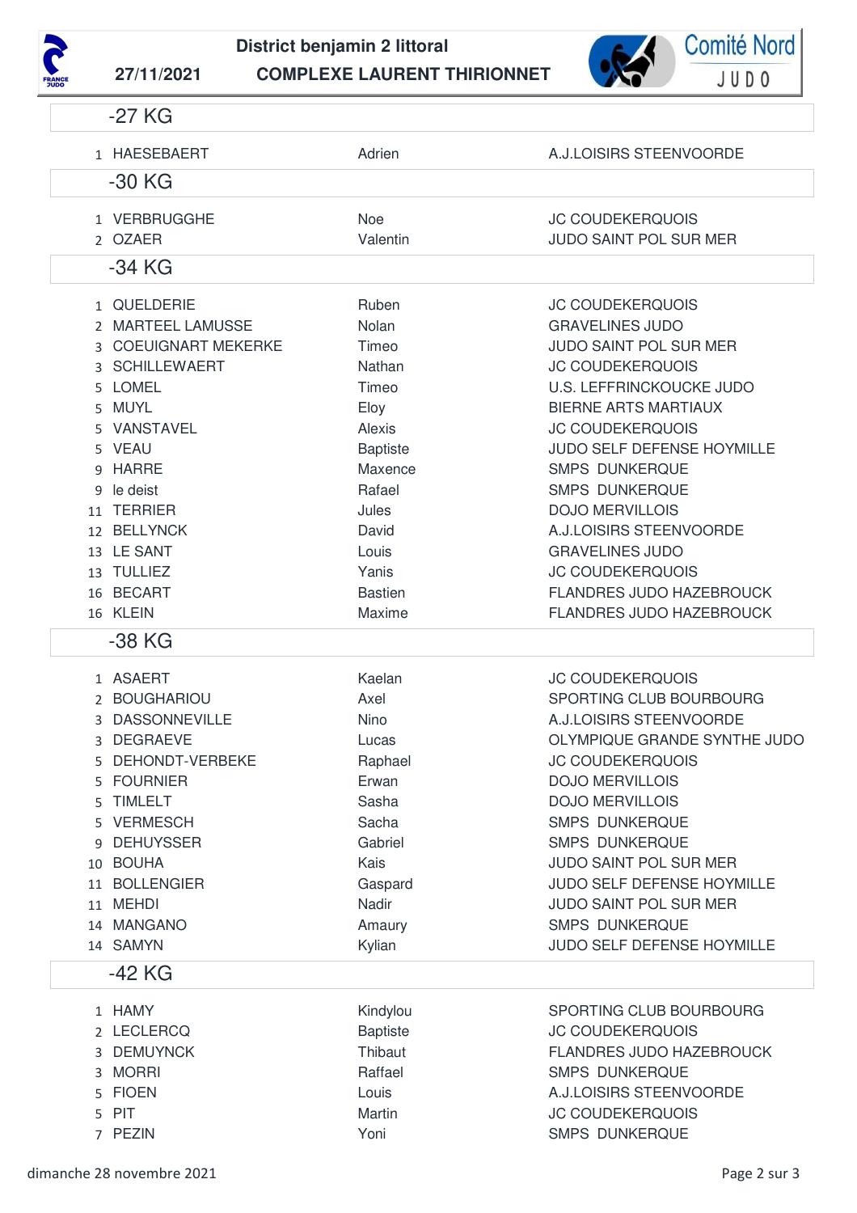**District benjamin 2 littoral**

**27/11/2021** **COMPLEXE LAURENT THIRIONNET**

## -27 KG

| | | | |
|---|---|---|---|
| 1 | HAESEBAERT | Adrien | A.J.LOISIRS STEENVOORDE |

## -30 KG

| | | | |
|---|---|---|---|
| 1 | VERBRUGGHE | Noe | JC COUDEKERQUOIS |
| 2 | OZAER | Valentin | JUDO SAINT POL SUR MER |

## -34 KG

| | | | |
|---|---|---|---|
| 1 | QUELDERIE | Ruben | JC COUDEKERQUOIS |
| 2 | MARTEEL LAMUSSE | Nolan | GRAVELINES JUDO |
| 3 | COEUIGNART MEKERKE | Timeo | JUDO SAINT POL SUR MER |
| 3 | SCHILLEWAERT | Nathan | JC COUDEKERQUOIS |
| 5 | LOMEL | Timeo | U.S. LEFFRINCKOUCKE JUDO |
| 5 | MUYL | Eloy | BIERNE ARTS MARTIAUX |
| 5 | VANSTAVEL | Alexis | JC COUDEKERQUOIS |
| 5 | VEAU | Baptiste | JUDO SELF DEFENSE HOYMILLE |
| 9 | HARRE | Maxence | SMPS DUNKERQUE |
| 9 | le deist | Rafael | SMPS DUNKERQUE |
| 11 | TERRIER | Jules | DOJO MERVILLOIS |
| 12 | BELLYNCK | David | A.J.LOISIRS STEENVOORDE |
| 13 | LE SANT | Louis | GRAVELINES JUDO |
| 13 | TULLIEZ | Yanis | JC COUDEKERQUOIS |
| 16 | BECART | Bastien | FLANDRES JUDO HAZEBROUCK |
| 16 | KLEIN | Maxime | FLANDRES JUDO HAZEBROUCK |

## -38 KG

| | | | |
|---|---|---|---|
| 1 | ASAERT | Kaelan | JC COUDEKERQUOIS |
| 2 | BOUGHARIOU | Axel | SPORTING CLUB BOURBOURG |
| 3 | DASSONNEVILLE | Nino | A.J.LOISIRS STEENVOORDE |
| 3 | DEGRAEVE | Lucas | OLYMPIQUE GRANDE SYNTHE JUDO |
| 5 | DEHONDT-VERBEKE | Raphael | JC COUDEKERQUOIS |
| 5 | FOURNIER | Erwan | DOJO MERVILLOIS |
| 5 | TIMLELT | Sasha | DOJO MERVILLOIS |
| 5 | VERMESCH | Sacha | SMPS DUNKERQUE |
| 9 | DEHUYSSER | Gabriel | SMPS DUNKERQUE |
| 10 | BOUHA | Kais | JUDO SAINT POL SUR MER |
| 11 | BOLLENGIER | Gaspard | JUDO SELF DEFENSE HOYMILLE |
| 11 | MEHDI | Nadir | JUDO SAINT POL SUR MER |
| 14 | MANGANO | Amaury | SMPS DUNKERQUE |
| 14 | SAMYN | Kylian | JUDO SELF DEFENSE HOYMILLE |

## -42 KG

| | | | |
|---|---|---|---|
| 1 | HAMY | Kindylou | SPORTING CLUB BOURBOURG |
| 2 | LECLERCQ | Baptiste | JC COUDEKERQUOIS |
| 3 | DEMUYNCK | Thibaut | FLANDRES JUDO HAZEBROUCK |
| 3 | MORRI | Raffael | SMPS DUNKERQUE |
| 5 | FIOEN | Louis | A.J.LOISIRS STEENVOORDE |
| 5 | PIT | Martin | JC COUDEKERQUOIS |
| 7 | PEZIN | Yoni | SMPS DUNKERQUE |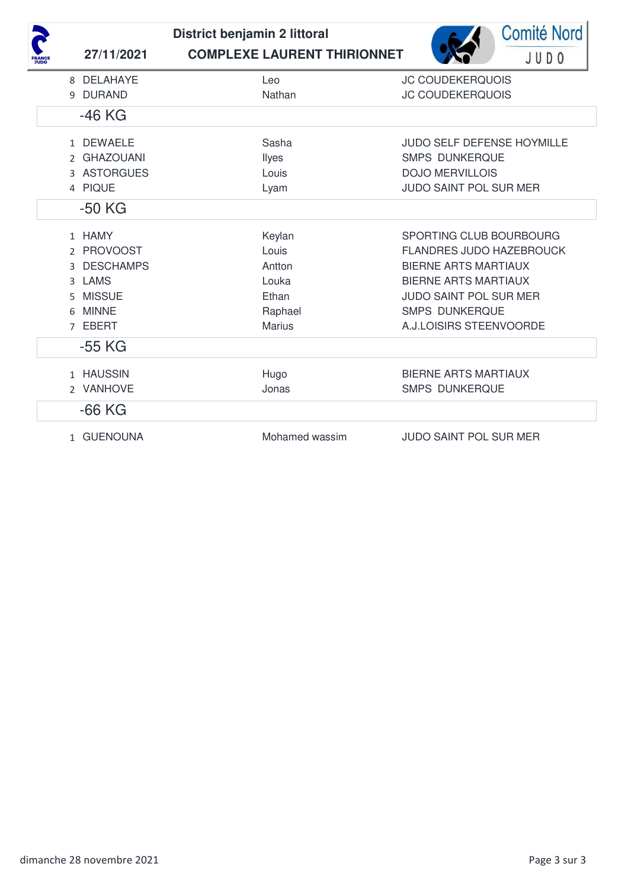District benjamin 2 littoral

27/11/2021 COMPLEXE LAURENT THIRIONNET

| | | | |
|---|---|---|---|
| 8 | DELAHAYE | Leo | JC COUDEKERQUOIS |
| 9 | DURAND | Nathan | JC COUDEKERQUOIS |

## -46 KG

| | | | |
|---|---|---|---|
| 1 | DEWAELE | Sasha | JUDO SELF DEFENSE HOYMILLE |
| 2 | GHAZOUANI | Ilyes | SMPS DUNKERQUE |
| 3 | ASTORGUES | Louis | DOJO MERVILLOIS |
| 4 | PIQUE | Lyam | JUDO SAINT POL SUR MER |

## -50 KG

| | | | |
|---|---|---|---|
| 1 | HAMY | Keylan | SPORTING CLUB BOURBOURG |
| 2 | PROVOOST | Louis | FLANDRES JUDO HAZEBROUCK |
| 3 | DESCHAMPS | Antton | BIERNE ARTS MARTIAUX |
| 3 | LAMS | Louka | BIERNE ARTS MARTIAUX |
| 5 | MISSUE | Ethan | JUDO SAINT POL SUR MER |
| 6 | MINNE | Raphael | SMPS DUNKERQUE |
| 7 | EBERT | Marius | A.J.LOISIRS STEENVOORDE |

## -55 KG

| | | | |
|---|---|---|---|
| 1 | HAUSSIN | Hugo | BIERNE ARTS MARTIAUX |
| 2 | VANHOVE | Jonas | SMPS DUNKERQUE |

## -66 KG

| | | | |
|---|---|---|---|
| 1 | GUENOUNA | Mohamed wassim | JUDO SAINT POL SUR MER |

dimanche 28 novembre 2021